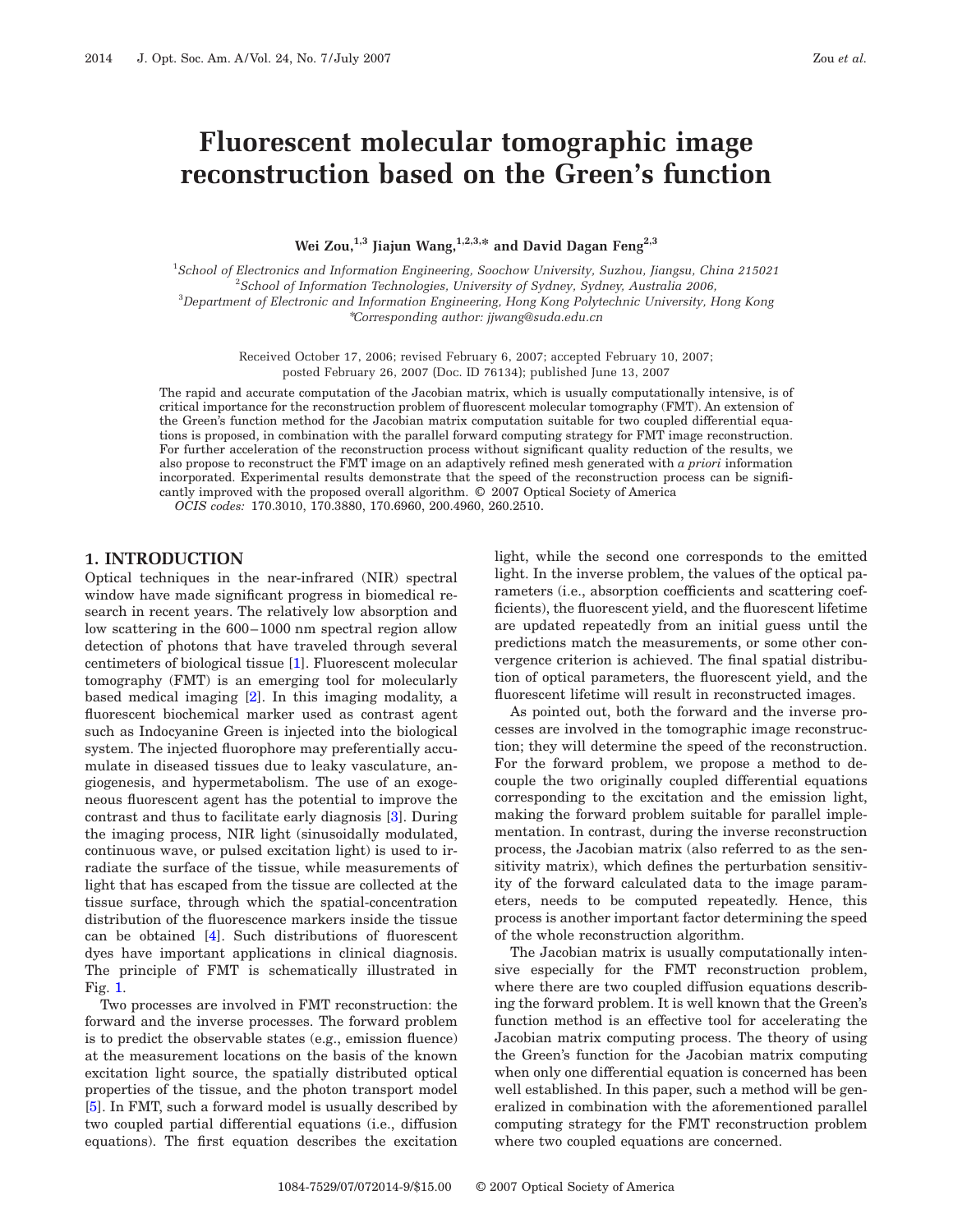# Fluorescent molecular tomographic image reconstruction based on the Green's function

**Wei Zou,[1,3] Jiajun Wang,[1,2,3,*] and David Dagan Feng[2,3]**

[1]*School of Electronics and Information Engineering, Soochow University, Suzhou, Jiangsu, China 215021*
[2]*School of Information Technologies, University of Sydney, Sydney, Australia 2006,*
[3]*Department of Electronic and Information Engineering, Hong Kong Polytechnic University, Hong Kong*
*\*Corresponding author: jjwang@suda.edu.cn*

Received October 17, 2006; revised February 6, 2007; accepted February 10, 2007; posted February 26, 2007 (Doc. ID 76134); published June 13, 2007

The rapid and accurate computation of the Jacobian matrix, which is usually computationally intensive, is of critical importance for the reconstruction problem of fluorescent molecular tomography (FMT). An extension of the Green's function method for the Jacobian matrix computation suitable for two coupled differential equations is proposed, in combination with the parallel forward computing strategy for FMT image reconstruction. For further acceleration of the reconstruction process without significant quality reduction of the results, we also propose to reconstruct the FMT image on an adaptively refined mesh generated with *a priori* information incorporated. Experimental results demonstrate that the speed of the reconstruction process can be significantly improved with the proposed overall algorithm. © 2007 Optical Society of America

*OCIS codes:* 170.3010, 170.3880, 170.6960, 200.4960, 260.2510.

## 1. INTRODUCTION

Optical techniques in the near-infrared (NIR) spectral window have made significant progress in biomedical research in recent years. The relatively low absorption and low scattering in the 600–1000 nm spectral region allow detection of photons that have traveled through several centimeters of biological tissue [1]. Fluorescent molecular tomography (FMT) is an emerging tool for molecularly based medical imaging [2]. In this imaging modality, a fluorescent biochemical marker used as contrast agent such as Indocyanine Green is injected into the biological system. The injected fluorophore may preferentially accumulate in diseased tissues due to leaky vasculature, angiogenesis, and hypermetabolism. The use of an exogeneous fluorescent agent has the potential to improve the contrast and thus to facilitate early diagnosis [3]. During the imaging process, NIR light (sinusoidally modulated, continuous wave, or pulsed excitation light) is used to irradiate the surface of the tissue, while measurements of light that has escaped from the tissue are collected at the tissue surface, through which the spatial-concentration distribution of the fluorescence markers inside the tissue can be obtained [4]. Such distributions of fluorescent dyes have important applications in clinical diagnosis. The principle of FMT is schematically illustrated in Fig. 1.

Two processes are involved in FMT reconstruction: the forward and the inverse processes. The forward problem is to predict the observable states (e.g., emission fluence) at the measurement locations on the basis of the known excitation light source, the spatially distributed optical properties of the tissue, and the photon transport model [5]. In FMT, such a forward model is usually described by two coupled partial differential equations (i.e., diffusion equations). The first equation describes the excitation light, while the second one corresponds to the emitted light. In the inverse problem, the values of the optical parameters (i.e., absorption coefficients and scattering coefficients), the fluorescent yield, and the fluorescent lifetime are updated repeatedly from an initial guess until the predictions match the measurements, or some other convergence criterion is achieved. The final spatial distribution of optical parameters, the fluorescent yield, and the fluorescent lifetime will result in reconstructed images.

As pointed out, both the forward and the inverse processes are involved in the tomographic image reconstruction; they will determine the speed of the reconstruction. For the forward problem, we propose a method to decouple the two originally coupled differential equations corresponding to the excitation and the emission light, making the forward problem suitable for parallel implementation. In contrast, during the inverse reconstruction process, the Jacobian matrix (also referred to as the sensitivity matrix), which defines the perturbation sensitivity of the forward calculated data to the image parameters, needs to be computed repeatedly. Hence, this process is another important factor determining the speed of the whole reconstruction algorithm.

The Jacobian matrix is usually computationally intensive especially for the FMT reconstruction problem, where there are two coupled diffusion equations describing the forward problem. It is well known that the Green's function method is an effective tool for accelerating the Jacobian matrix computing process. The theory of using the Green's function for the Jacobian matrix computing when only one differential equation is concerned has been well established. In this paper, such a method will be generalized in combination with the aforementioned parallel computing strategy for the FMT reconstruction problem where two coupled equations are concerned.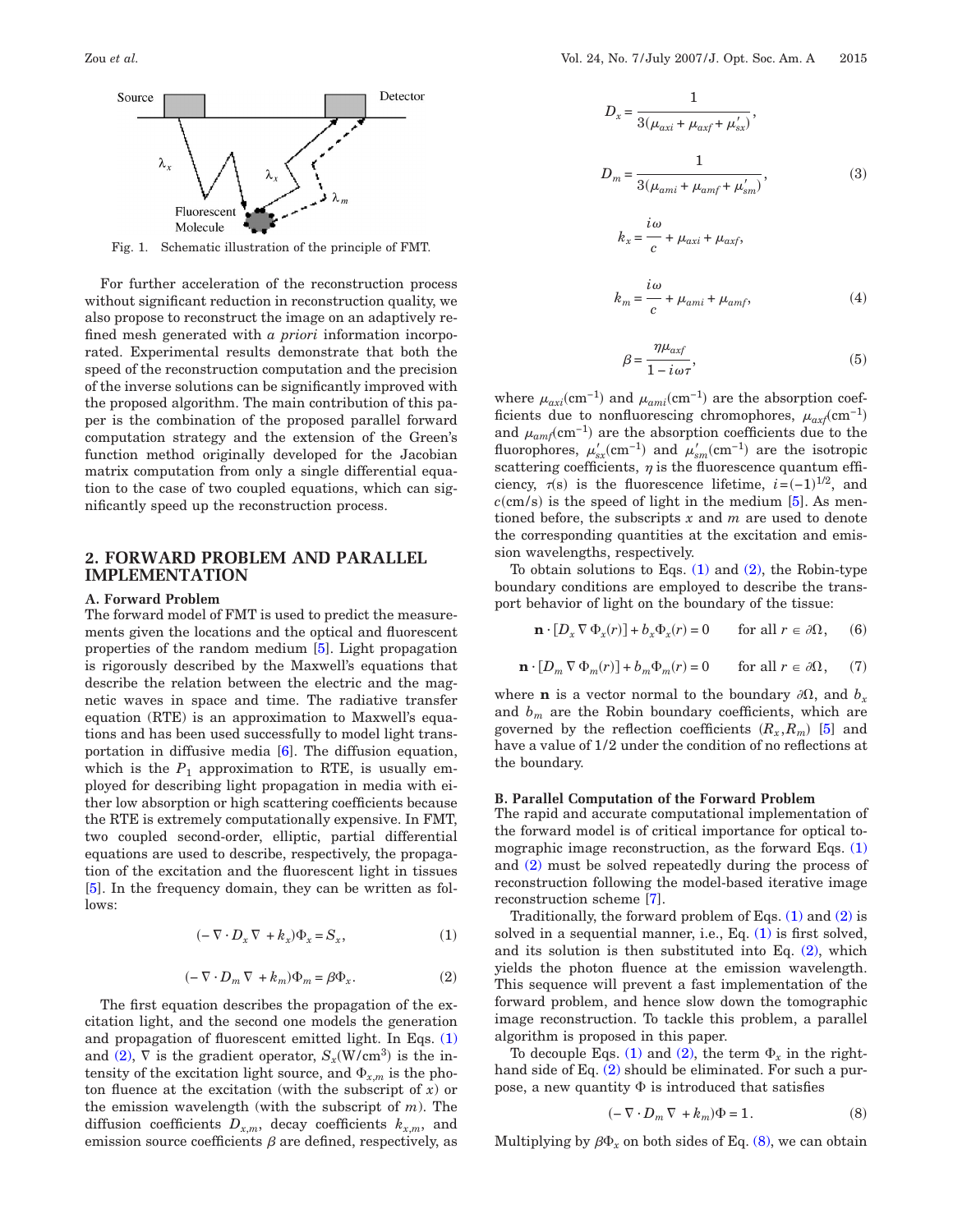Fig. 1. Schematic illustration of the principle of FMT.

For further acceleration of the reconstruction process without significant reduction in reconstruction quality, we also propose to reconstruct the image on an adaptively refined mesh generated with *a priori* information incorporated. Experimental results demonstrate that both the speed of the reconstruction computation and the precision of the inverse solutions can be significantly improved with the proposed algorithm. The main contribution of this paper is the combination of the proposed parallel forward computation strategy and the extension of the Green's function method originally developed for the Jacobian matrix computation from only a single differential equation to the case of two coupled equations, which can significantly speed up the reconstruction process.

## 2. FORWARD PROBLEM AND PARALLEL IMPLEMENTATION

### A. Forward Problem

The forward model of FMT is used to predict the measurements given the locations and the optical and fluorescent properties of the random medium [5]. Light propagation is rigorously described by the Maxwell's equations that describe the relation between the electric and the magnetic waves in space and time. The radiative transfer equation (RTE) is an approximation to Maxwell's equations and has been used successfully to model light transportation in diffusive media [6]. The diffusion equation, which is the $P_1$ approximation to RTE, is usually employed for describing light propagation in media with either low absorption or high scattering coefficients because the RTE is extremely computationally expensive. In FMT, two coupled second-order, elliptic, partial differential equations are used to describe, respectively, the propagation of the excitation and the fluorescent light in tissues [5]. In the frequency domain, they can be written as follows:

$$(-\nabla \cdot D_x \nabla + k_x)\Phi_x = S_x, \tag{1}$$

$$(-\nabla \cdot D_m \nabla + k_m)\Phi_m = \beta\Phi_x. \tag{2}$$

The first equation describes the propagation of the excitation light, and the second one models the generation and propagation of fluorescent emitted light. In Eqs. (1) and (2), $\nabla$ is the gradient operator, $S_x$(W/cm$^3$) is the intensity of the excitation light source, and $\Phi_{x,m}$ is the photon fluence at the excitation (with the subscript of $x$) or the emission wavelength (with the subscript of $m$). The diffusion coefficients $D_{x,m}$, decay coefficients $k_{x,m}$, and emission source coefficients $\beta$ are defined, respectively, as

$$D_x = \frac{1}{3(\mu_{axi} + \mu_{axf} + \mu'_{sx})},$$

$$D_m = \frac{1}{3(\mu_{ami} + \mu_{amf} + \mu'_{sm})}, \tag{3}$$

$$k_x = \frac{i\omega}{c} + \mu_{axi} + \mu_{axf},$$

$$k_m = \frac{i\omega}{c} + \mu_{ami} + \mu_{amf}, \tag{4}$$

$$\beta = \frac{\eta\mu_{axf}}{1 - i\omega\tau}, \tag{5}$$

where $\mu_{axi}$(cm$^{-1}$) and $\mu_{ami}$(cm$^{-1}$) are the absorption coefficients due to nonfluorescing chromophores, $\mu_{axf}$(cm$^{-1}$) and $\mu_{amf}$(cm$^{-1}$) are the absorption coefficients due to the fluorophores, $\mu'_{sx}$(cm$^{-1}$) and $\mu'_{sm}$(cm$^{-1}$) are the isotropic scattering coefficients, $\eta$ is the fluorescence quantum efficiency, $\tau$(s) is the fluorescence lifetime, $i=(-1)^{1/2}$, and $c$(cm/s) is the speed of light in the medium [5]. As mentioned before, the subscripts $x$ and $m$ are used to denote the corresponding quantities at the excitation and emission wavelengths, respectively.

To obtain solutions to Eqs. (1) and (2), the Robin-type boundary conditions are employed to describe the transport behavior of light on the boundary of the tissue:

$$\mathbf{n} \cdot [D_x \nabla \Phi_x(r)] + b_x\Phi_x(r) = 0 \qquad \text{for all } r \in \partial\Omega, \tag{6}$$

$$\mathbf{n} \cdot [D_m \nabla \Phi_m(r)] + b_m\Phi_m(r) = 0 \qquad \text{for all } r \in \partial\Omega, \tag{7}$$

where $\mathbf{n}$ is a vector normal to the boundary $\partial\Omega$, and $b_x$ and $b_m$ are the Robin boundary coefficients, which are governed by the reflection coefficients $(R_x, R_m)$ [5] and have a value of 1/2 under the condition of no reflections at the boundary.

### B. Parallel Computation of the Forward Problem

The rapid and accurate computational implementation of the forward model is of critical importance for optical tomographic image reconstruction, as the forward Eqs. (1) and (2) must be solved repeatedly during the process of reconstruction following the model-based iterative image reconstruction scheme [7].

Traditionally, the forward problem of Eqs. (1) and (2) is solved in a sequential manner, i.e., Eq. (1) is first solved, and its solution is then substituted into Eq. (2), which yields the photon fluence at the emission wavelength. This sequence will prevent a fast implementation of the forward problem, and hence slow down the tomographic image reconstruction. To tackle this problem, a parallel algorithm is proposed in this paper.

To decouple Eqs. (1) and (2), the term $\Phi_x$ in the right-hand side of Eq. (2) should be eliminated. For such a purpose, a new quantity $\Phi$ is introduced that satisfies

$$(-\nabla \cdot D_m \nabla + k_m)\Phi = 1. \tag{8}$$

Multiplying by $\beta\Phi_x$ on both sides of Eq. (8), we can obtain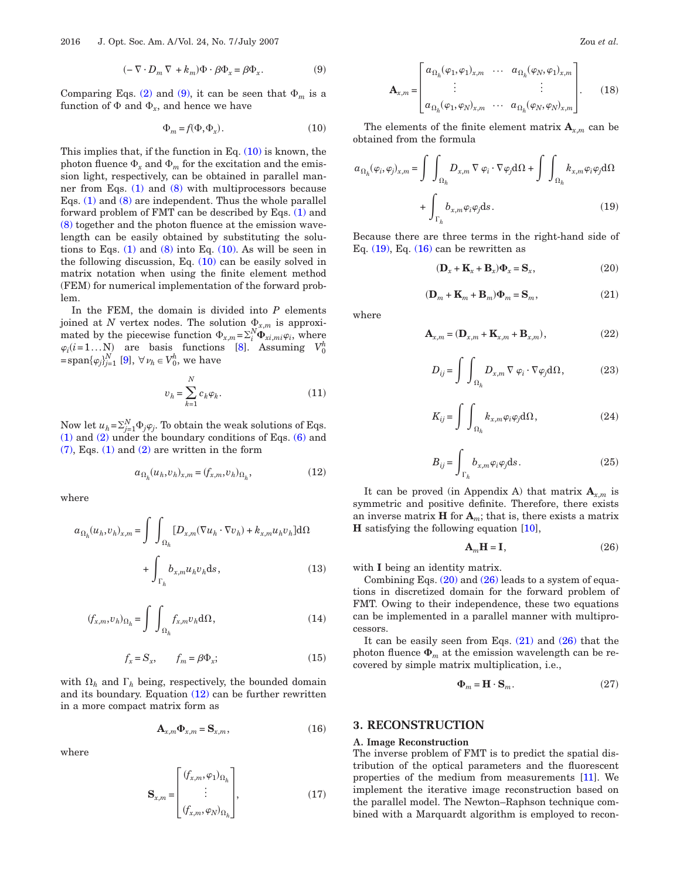$$(-\nabla \cdot D_m \nabla + k_m)\Phi \cdot \beta\Phi_x = \beta\Phi_x. \tag{9}$$

Comparing Eqs. (2) and (9), it can be seen that $\Phi_m$ is a function of $\Phi$ and $\Phi_x$, and hence we have

$$\Phi_m = f(\Phi, \Phi_x). \tag{10}$$

This implies that, if the function in Eq. (10) is known, the photon fluence $\Phi_x$ and $\Phi_m$ for the excitation and the emission light, respectively, can be obtained in parallel manner from Eqs. (1) and (8) with multiprocessors because Eqs. (1) and (8) are independent. Thus the whole parallel forward problem of FMT can be described by Eqs. (1) and (8) together and the photon fluence at the emission wavelength can be easily obtained by substituting the solutions to Eqs. (1) and (8) into Eq. (10). As will be seen in the following discussion, Eq. (10) can be easily solved in matrix notation when using the finite element method (FEM) for numerical implementation of the forward problem.

In the FEM, the domain is divided into $P$ elements joined at $N$ vertex nodes. The solution $\Phi_{x,m}$ is approximated by the piecewise function $\Phi_{x,m}=\Sigma_i^N \mathbf{\Phi}_{xi,mi}\varphi_i$, where $\varphi_i(i=1\ldots\mathrm{N})$ are basis functions [8]. Assuming $V_0^h = \mathrm{span}\{\varphi_j\}_{j=1}^N$ [9], $\forall v_h \in V_0^h$, we have

$$v_h = \sum_{k=1}^{N} c_k \varphi_k. \tag{11}$$

Now let $u_h = \Sigma_{j=1}^N \Phi_j \varphi_j$. To obtain the weak solutions of Eqs. (1) and (2) under the boundary conditions of Eqs. (6) and (7), Eqs. (1) and (2) are written in the form

$$a_{\Omega_h}(u_h, v_h)_{x,m} = (f_{x,m}, v_h)_{\Omega_h}, \tag{12}$$

where

$$a_{\Omega_h}(u_h, v_h)_{x,m} = \int\int_{\Omega_h} [D_{x,m}(\nabla u_h \cdot \nabla v_h) + k_{x,m} u_h v_h] \mathrm{d}\Omega + \int_{\Gamma_h} b_{x,m} u_h v_h \mathrm{d}s, \tag{13}$$

$$(f_{x,m}, v_h)_{\Omega_h} = \int\int_{\Omega_h} f_{x,m} v_h \mathrm{d}\Omega, \tag{14}$$

$$f_x = S_x, \qquad f_m = \beta\Phi_x; \tag{15}$$

with $\Omega_h$ and $\Gamma_h$ being, respectively, the bounded domain and its boundary. Equation (12) can be further rewritten in a more compact matrix form as

$$\mathbf{A}_{x,m}\mathbf{\Phi}_{x,m} = \mathbf{S}_{x,m}, \tag{16}$$

where

$$\mathbf{S}_{x,m} = \begin{bmatrix} (f_{x,m}, \varphi_1)_{\Omega_h} \\ \vdots \\ (f_{x,m}, \varphi_N)_{\Omega_h} \end{bmatrix}, \tag{17}$$

$$\mathbf{A}_{x,m} = \begin{bmatrix} a_{\Omega_h}(\varphi_1, \varphi_1)_{x,m} & \cdots & a_{\Omega_h}(\varphi_N, \varphi_1)_{x,m} \\ \vdots & & \vdots \\ a_{\Omega_h}(\varphi_1, \varphi_N)_{x,m} & \cdots & a_{\Omega_h}(\varphi_N, \varphi_N)_{x,m} \end{bmatrix}. \tag{18}$$

The elements of the finite element matrix $\mathbf{A}_{x,m}$ can be obtained from the formula

$$a_{\Omega_h}(\varphi_i, \varphi_j)_{x,m} = \int\int_{\Omega_h} D_{x,m} \nabla \varphi_i \cdot \nabla \varphi_j \mathrm{d}\Omega + \int\int_{\Omega_h} k_{x,m} \varphi_i \varphi_j \mathrm{d}\Omega + \int_{\Gamma_h} b_{x,m} \varphi_i \varphi_j \mathrm{d}s. \tag{19}$$

Because there are three terms in the right-hand side of Eq. (19), Eq. (16) can be rewritten as

$$(\mathbf{D}_x + \mathbf{K}_x + \mathbf{B}_x)\mathbf{\Phi}_x = \mathbf{S}_x, \tag{20}$$

$$(\mathbf{D}_m + \mathbf{K}_m + \mathbf{B}_m)\mathbf{\Phi}_m = \mathbf{S}_m, \tag{21}$$

where

$$\mathbf{A}_{x,m} = (\mathbf{D}_{x,m} + \mathbf{K}_{x,m} + \mathbf{B}_{x,m}), \tag{22}$$

$$D_{ij} = \int\int_{\Omega_h} D_{x,m} \nabla \varphi_i \cdot \nabla \varphi_j \mathrm{d}\Omega, \tag{23}$$

$$K_{ij} = \int\int_{\Omega_h} k_{x,m} \varphi_i \varphi_j \mathrm{d}\Omega, \tag{24}$$

$$B_{ij} = \int_{\Gamma_h} b_{x,m} \varphi_i \varphi_j \mathrm{d}s. \tag{25}$$

It can be proved (in Appendix A) that matrix $\mathbf{A}_{x,m}$ is symmetric and positive definite. Therefore, there exists an inverse matrix $\mathbf{H}$ for $\mathbf{A}_m$; that is, there exists a matrix $\mathbf{H}$ satisfying the following equation [10],

$$\mathbf{A}_m\mathbf{H} = \mathbf{I}, \tag{26}$$

with $\mathbf{I}$ being an identity matrix.

Combining Eqs. (20) and (26) leads to a system of equations in discretized domain for the forward problem of FMT. Owing to their independence, these two equations can be implemented in a parallel manner with multiprocessors.

It can be easily seen from Eqs. (21) and (26) that the photon fluence $\mathbf{\Phi}_m$ at the emission wavelength can be recovered by simple matrix multiplication, i.e.,

$$\mathbf{\Phi}_m = \mathbf{H} \cdot \mathbf{S}_m. \tag{27}$$

## 3. RECONSTRUCTION

### A. Image Reconstruction

The inverse problem of FMT is to predict the spatial distribution of the optical parameters and the fluorescent properties of the medium from measurements [11]. We implement the iterative image reconstruction based on the parallel model. The Newton–Raphson technique combined with a Marquardt algorithm is employed to recon-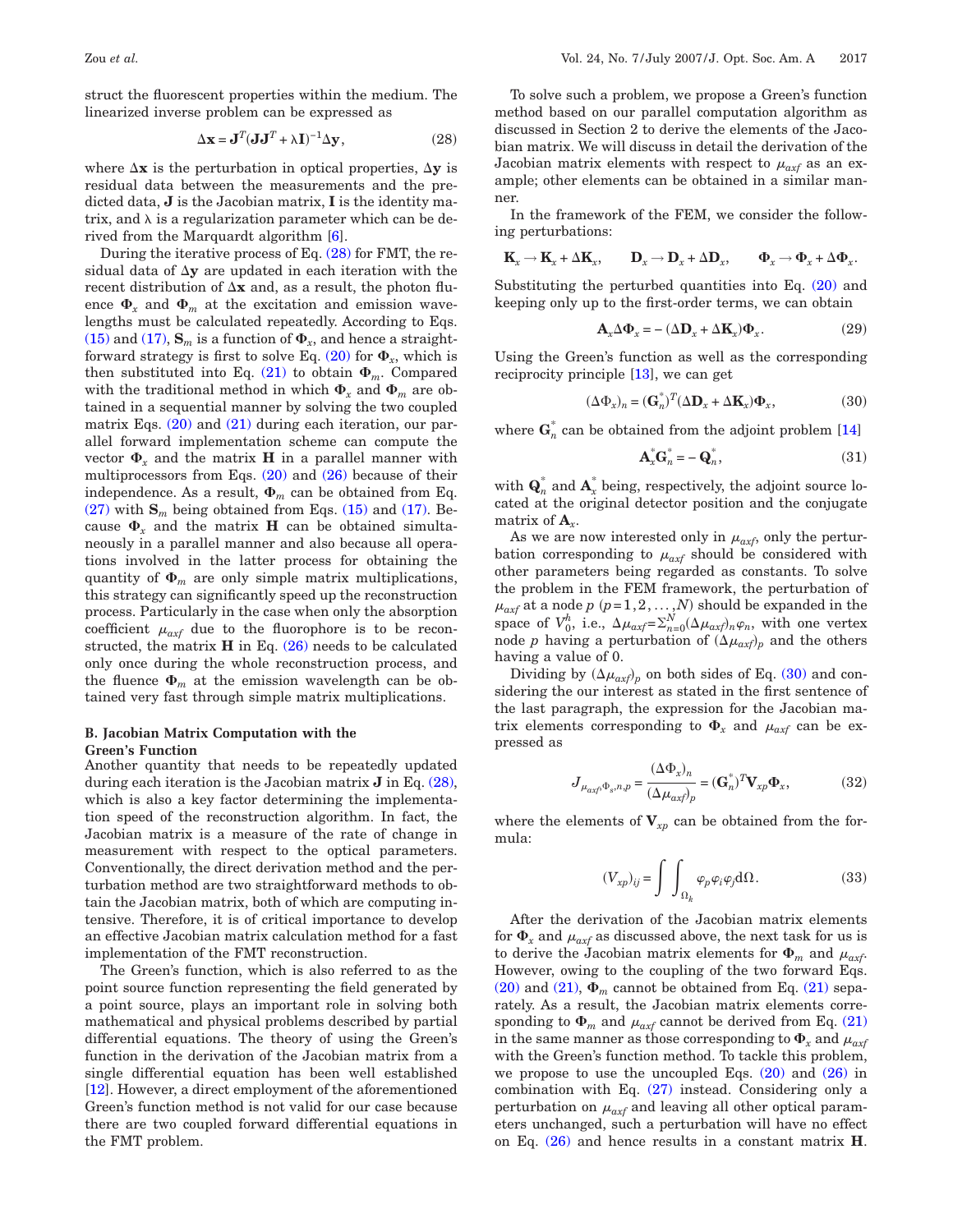struct the fluorescent properties within the medium. The linearized inverse problem can be expressed as

$$\Delta \mathbf{x} = \mathbf{J}^T(\mathbf{J}\mathbf{J}^T + \lambda \mathbf{I})^{-1}\Delta \mathbf{y}, \tag{28}$$

where $\Delta \mathbf{x}$ is the perturbation in optical properties, $\Delta \mathbf{y}$ is residual data between the measurements and the predicted data, $\mathbf{J}$ is the Jacobian matrix, $\mathbf{I}$ is the identity matrix, and $\lambda$ is a regularization parameter which can be derived from the Marquardt algorithm [6].

During the iterative process of Eq. (28) for FMT, the residual data of $\Delta \mathbf{y}$ are updated in each iteration with the recent distribution of $\Delta \mathbf{x}$ and, as a result, the photon fluence $\mathbf{\Phi}_x$ and $\mathbf{\Phi}_m$ at the excitation and emission wavelengths must be calculated repeatedly. According to Eqs. (15) and (17), $\mathbf{S}_m$ is a function of $\mathbf{\Phi}_x$, and hence a straightforward strategy is first to solve Eq. (20) for $\mathbf{\Phi}_x$, which is then substituted into Eq. (21) to obtain $\mathbf{\Phi}_m$. Compared with the traditional method in which $\mathbf{\Phi}_x$ and $\mathbf{\Phi}_m$ are obtained in a sequential manner by solving the two coupled matrix Eqs. (20) and (21) during each iteration, our parallel forward implementation scheme can compute the vector $\mathbf{\Phi}_x$ and the matrix $\mathbf{H}$ in a parallel manner with multiprocessors from Eqs. (20) and (26) because of their independence. As a result, $\mathbf{\Phi}_m$ can be obtained from Eq. (27) with $\mathbf{S}_m$ being obtained from Eqs. (15) and (17). Because $\mathbf{\Phi}_x$ and the matrix $\mathbf{H}$ can be obtained simultaneously in a parallel manner and also because all operations involved in the latter process for obtaining the quantity of $\mathbf{\Phi}_m$ are only simple matrix multiplications, this strategy can significantly speed up the reconstruction process. Particularly in the case when only the absorption coefficient $\mu_{axf}$ due to the fluorophore is to be reconstructed, the matrix $\mathbf{H}$ in Eq. (26) needs to be calculated only once during the whole reconstruction process, and the fluence $\mathbf{\Phi}_m$ at the emission wavelength can be obtained very fast through simple matrix multiplications.

### B. Jacobian Matrix Computation with the Green's Function

Another quantity that needs to be repeatedly updated during each iteration is the Jacobian matrix $\mathbf{J}$ in Eq. (28), which is also a key factor determining the implementation speed of the reconstruction algorithm. In fact, the Jacobian matrix is a measure of the rate of change in measurement with respect to the optical parameters. Conventionally, the direct derivation method and the perturbation method are two straightforward methods to obtain the Jacobian matrix, both of which are computing intensive. Therefore, it is of critical importance to develop an effective Jacobian matrix calculation method for a fast implementation of the FMT reconstruction.

The Green's function, which is also referred to as the point source function representing the field generated by a point source, plays an important role in solving both mathematical and physical problems described by partial differential equations. The theory of using the Green's function in the derivation of the Jacobian matrix from a single differential equation has been well established [12]. However, a direct employment of the aforementioned Green's function method is not valid for our case because there are two coupled forward differential equations in the FMT problem.

To solve such a problem, we propose a Green's function method based on our parallel computation algorithm as discussed in Section 2 to derive the elements of the Jacobian matrix. We will discuss in detail the derivation of the Jacobian matrix elements with respect to $\mu_{axf}$ as an example; other elements can be obtained in a similar manner.

In the framework of the FEM, we consider the following perturbations:

$$\mathbf{K}_x \rightarrow \mathbf{K}_x + \Delta \mathbf{K}_x, \qquad \mathbf{D}_x \rightarrow \mathbf{D}_x + \Delta \mathbf{D}_x, \qquad \mathbf{\Phi}_x \rightarrow \mathbf{\Phi}_x + \Delta \mathbf{\Phi}_x.$$

Substituting the perturbed quantities into Eq. (20) and keeping only up to the first-order terms, we can obtain

$$\mathbf{A}_x \Delta \mathbf{\Phi}_x = -(\Delta \mathbf{D}_x + \Delta \mathbf{K}_x)\mathbf{\Phi}_x. \tag{29}$$

Using the Green's function as well as the corresponding reciprocity principle [13], we can get

$$(\Delta \Phi_x)_n = (\mathbf{G}_n^*)^T(\Delta \mathbf{D}_x + \Delta \mathbf{K}_x)\mathbf{\Phi}_x, \tag{30}$$

where $\mathbf{G}_n^*$ can be obtained from the adjoint problem [14]

$$\mathbf{A}_x^* \mathbf{G}_n^* = -\mathbf{Q}_n^*, \tag{31}$$

with $\mathbf{Q}_n^*$ and $\mathbf{A}_x^*$ being, respectively, the adjoint source located at the original detector position and the conjugate matrix of $\mathbf{A}_x$.

As we are now interested only in $\mu_{axf}$, only the perturbation corresponding to $\mu_{axf}$ should be considered with other parameters being regarded as constants. To solve the problem in the FEM framework, the perturbation of $\mu_{axf}$ at a node $p$ $(p=1,2,\ldots,N)$ should be expanded in the space of $V_0^h$, i.e., $\Delta\mu_{axf}=\Sigma_{n=0}^{N}(\Delta\mu_{axf})_n\varphi_n$, with one vertex node $p$ having a perturbation of $(\Delta\mu_{axf})_p$ and the others having a value of 0.

Dividing by $(\Delta\mu_{axf})_p$ on both sides of Eq. (30) and considering the our interest as stated in the first sentence of the last paragraph, the expression for the Jacobian matrix elements corresponding to $\mathbf{\Phi}_x$ and $\mu_{axf}$ can be expressed as

$$J_{\mu_{axf},\Phi_s,n,p} = \frac{(\Delta \Phi_x)_n}{(\Delta\mu_{axf})_p} = (\mathbf{G}_n^*)^T \mathbf{V}_{xp} \mathbf{\Phi}_x, \tag{32}$$

where the elements of $\mathbf{V}_{xp}$ can be obtained from the formula:

$$(V_{xp})_{ij} = \int\int_{\Omega_h} \varphi_p \varphi_i \varphi_j \mathrm{d}\Omega. \tag{33}$$

After the derivation of the Jacobian matrix elements for $\mathbf{\Phi}_x$ and $\mu_{axf}$ as discussed above, the next task for us is to derive the Jacobian matrix elements for $\mathbf{\Phi}_m$ and $\mu_{axf}$. However, owing to the coupling of the two forward Eqs. (20) and (21), $\mathbf{\Phi}_m$ cannot be obtained from Eq. (21) separately. As a result, the Jacobian matrix elements corresponding to $\mathbf{\Phi}_m$ and $\mu_{axf}$ cannot be derived from Eq. (21) in the same manner as those corresponding to $\mathbf{\Phi}_x$ and $\mu_{axf}$ with the Green's function method. To tackle this problem, we propose to use the uncoupled Eqs. (20) and (26) in combination with Eq. (27) instead. Considering only a perturbation on $\mu_{axf}$ and leaving all other optical parameters unchanged, such a perturbation will have no effect on Eq. (26) and hence results in a constant matrix $\mathbf{H}$.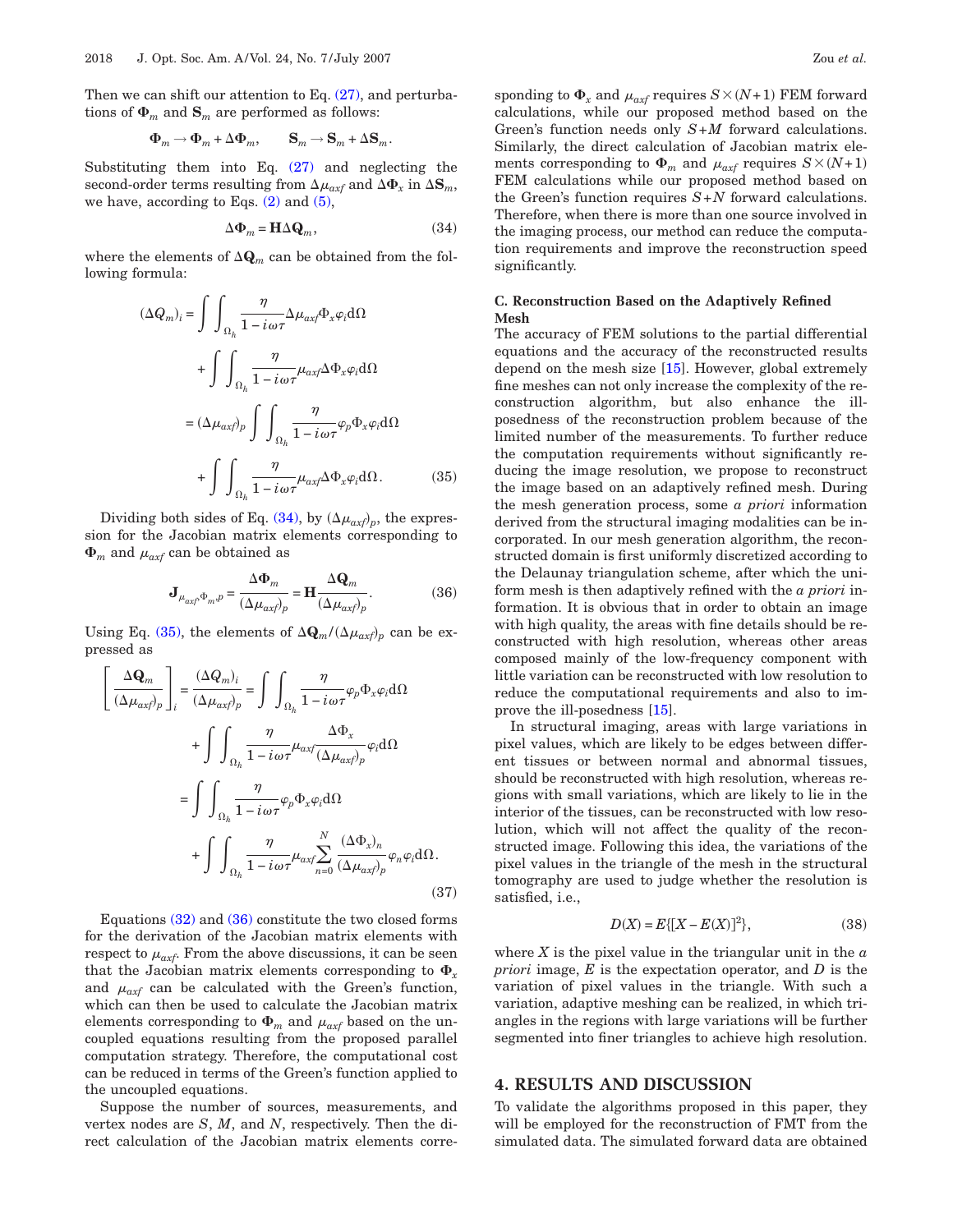Then we can shift our attention to Eq. (27), and perturbations of $\mathbf{\Phi}_m$ and $\mathbf{S}_m$ are performed as follows:

$$\mathbf{\Phi}_m \rightarrow \mathbf{\Phi}_m + \Delta\mathbf{\Phi}_m, \qquad \mathbf{S}_m \rightarrow \mathbf{S}_m + \Delta\mathbf{S}_m.$$

Substituting them into Eq. (27) and neglecting the second-order terms resulting from $\Delta\mu_{axf}$ and $\Delta\mathbf{\Phi}_x$ in $\Delta\mathbf{S}_m$, we have, according to Eqs. (2) and (5),

$$\Delta\mathbf{\Phi}_m = \mathbf{H}\Delta\mathbf{Q}_m, \tag{34}$$

where the elements of $\Delta\mathbf{Q}_m$ can be obtained from the following formula:

$$\begin{aligned}(\Delta Q_m)_i &= \int\int_{\Omega_h} \frac{\eta}{1-i\omega\tau}\Delta\mu_{axf}\Phi_x\varphi_i \mathrm{d}\Omega \\ &\quad + \int\int_{\Omega_h} \frac{\eta}{1-i\omega\tau}\mu_{axf}\Delta\Phi_x\varphi_i \mathrm{d}\Omega \\ &= (\Delta\mu_{axf})_p \int\int_{\Omega_h} \frac{\eta}{1-i\omega\tau}\varphi_p\Phi_x\varphi_i \mathrm{d}\Omega \\ &\quad + \int\int_{\Omega_h} \frac{\eta}{1-i\omega\tau}\mu_{axf}\Delta\Phi_x\varphi_i \mathrm{d}\Omega. \end{aligned} \tag{35}$$

Dividing both sides of Eq. (34), by $(\Delta\mu_{axf})_p$, the expression for the Jacobian matrix elements corresponding to $\mathbf{\Phi}_m$ and $\mu_{axf}$ can be obtained as

$$\mathbf{J}_{\mu_{axf}\Phi_m p} = \frac{\Delta\mathbf{\Phi}_m}{(\Delta\mu_{axf})_p} = \mathbf{H}\frac{\Delta\mathbf{Q}_m}{(\Delta\mu_{axf})_p}. \tag{36}$$

Using Eq. (35), the elements of $\Delta\mathbf{Q}_m/(\Delta\mu_{axf})_p$ can be expressed as

$$\begin{aligned}\left[\frac{\Delta\mathbf{Q}_m}{(\Delta\mu_{axf})_p}\right]_i &= \frac{(\Delta Q_m)_i}{(\Delta\mu_{axf})_p} = \int\int_{\Omega_h}\frac{\eta}{1-i\omega\tau}\varphi_p\Phi_x\varphi_i \mathrm{d}\Omega \\ &\quad + \int\int_{\Omega_h}\frac{\eta}{1-i\omega\tau}\mu_{axf}\frac{\Delta\Phi_x}{(\Delta\mu_{axf})_p}\varphi_i \mathrm{d}\Omega \\ &= \int\int_{\Omega_h}\frac{\eta}{1-i\omega\tau}\varphi_p\Phi_x\varphi_i \mathrm{d}\Omega \\ &\quad + \int\int_{\Omega_h}\frac{\eta}{1-i\omega\tau}\mu_{axf}\sum_{n=0}^{N}\frac{(\Delta\Phi_x)_n}{(\Delta\mu_{axf})_p}\varphi_n\varphi_i \mathrm{d}\Omega. \end{aligned} \tag{37}$$

Equations (32) and (36) constitute the two closed forms for the derivation of the Jacobian matrix elements with respect to $\mu_{axf}$. From the above discussions, it can be seen that the Jacobian matrix elements corresponding to $\mathbf{\Phi}_x$ and $\mu_{axf}$ can be calculated with the Green's function, which can then be used to calculate the Jacobian matrix elements corresponding to $\mathbf{\Phi}_m$ and $\mu_{axf}$ based on the uncoupled equations resulting from the proposed parallel computation strategy. Therefore, the computational cost can be reduced in terms of the Green's function applied to the uncoupled equations.

Suppose the number of sources, measurements, and vertex nodes are $S$, $M$, and $N$, respectively. Then the direct calculation of the Jacobian matrix elements corresponding to $\mathbf{\Phi}_x$ and $\mu_{axf}$ requires $S\times(N+1)$ FEM forward calculations, while our proposed method based on the Green's function needs only $S+M$ forward calculations. Similarly, the direct calculation of Jacobian matrix elements corresponding to $\mathbf{\Phi}_m$ and $\mu_{axf}$ requires $S\times(N+1)$ FEM calculations while our proposed method based on the Green's function requires $S+N$ forward calculations. Therefore, when there is more than one source involved in the imaging process, our method can reduce the computation requirements and improve the reconstruction speed significantly.

### C. Reconstruction Based on the Adaptively Refined Mesh

The accuracy of FEM solutions to the partial differential equations and the accuracy of the reconstructed results depend on the mesh size [15]. However, global extremely fine meshes can not only increase the complexity of the reconstruction algorithm, but also enhance the ill-posedness of the reconstruction problem because of the limited number of the measurements. To further reduce the computation requirements without significantly reducing the image resolution, we propose to reconstruct the image based on an adaptively refined mesh. During the mesh generation process, some *a priori* information derived from the structural imaging modalities can be incorporated. In our mesh generation algorithm, the reconstructed domain is first uniformly discretized according to the Delaunay triangulation scheme, after which the uniform mesh is then adaptively refined with the *a priori* information. It is obvious that in order to obtain an image with high quality, the areas with fine details should be reconstructed with high resolution, whereas other areas composed mainly of the low-frequency component with little variation can be reconstructed with low resolution to reduce the computational requirements and also to improve the ill-posedness [15].

In structural imaging, areas with large variations in pixel values, which are likely to be edges between different tissues or between normal and abnormal tissues, should be reconstructed with high resolution, whereas regions with small variations, which are likely to lie in the interior of the tissues, can be reconstructed with low resolution, which will not affect the quality of the reconstructed image. Following this idea, the variations of the pixel values in the triangle of the mesh in the structural tomography are used to judge whether the resolution is satisfied, i.e.,

$$D(X) = E\{[X - E(X)]^2\}, \tag{38}$$

where $X$ is the pixel value in the triangular unit in the *a priori* image, $E$ is the expectation operator, and $D$ is the variation of pixel values in the triangle. With such a variation, adaptive meshing can be realized, in which triangles in the regions with large variations will be further segmented into finer triangles to achieve high resolution.

## 4. RESULTS AND DISCUSSION

To validate the algorithms proposed in this paper, they will be employed for the reconstruction of FMT from the simulated data. The simulated forward data are obtained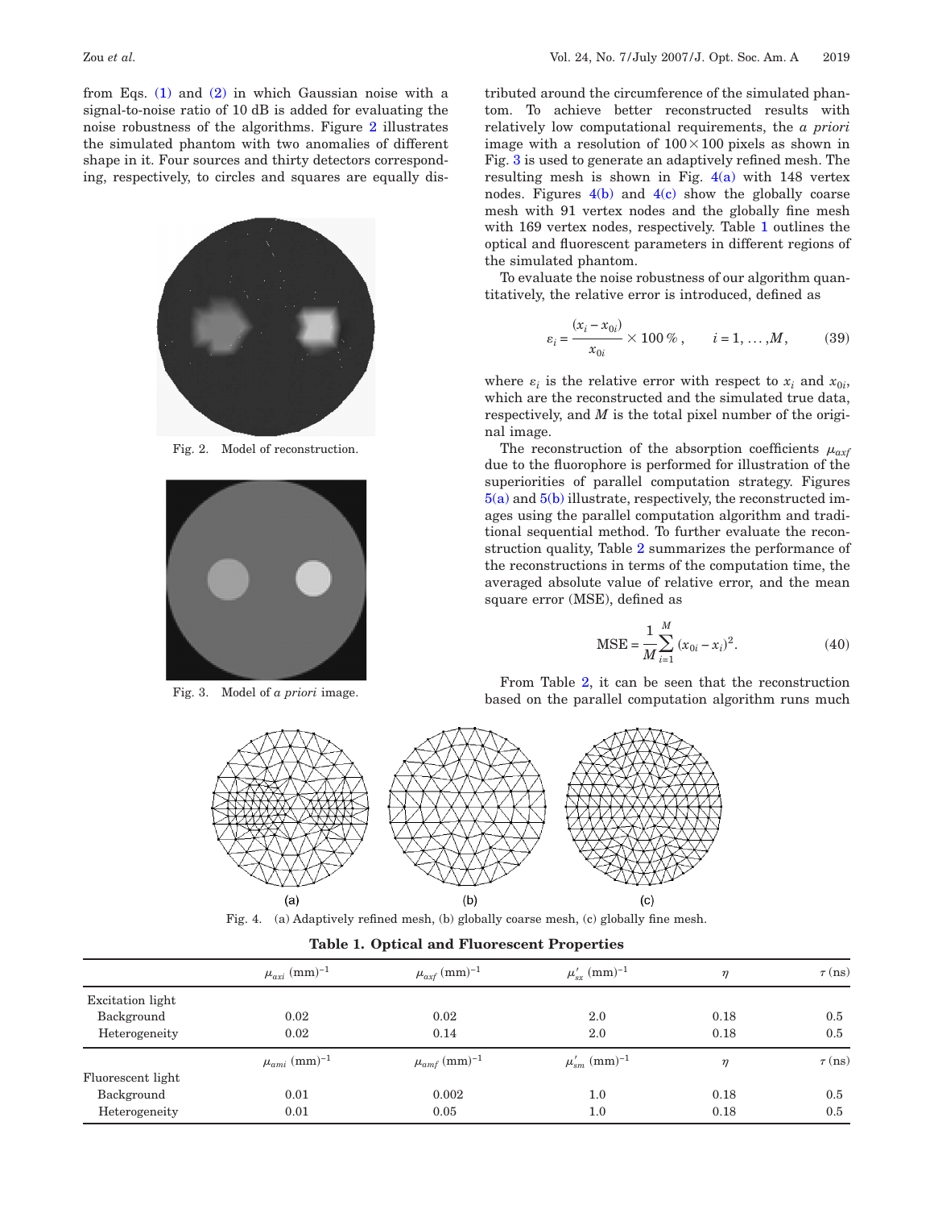from Eqs. (1) and (2) in which Gaussian noise with a signal-to-noise ratio of 10 dB is added for evaluating the noise robustness of the algorithms. Figure 2 illustrates the simulated phantom with two anomalies of different shape in it. Four sources and thirty detectors corresponding, respectively, to circles and squares are equally distributed around the circumference of the simulated phantom. To achieve better reconstructed results with relatively low computational requirements, the *a priori* image with a resolution of $100\times100$ pixels as shown in Fig. 3 is used to generate an adaptively refined mesh. The resulting mesh is shown in Fig. 4(a) with 148 vertex nodes. Figures 4(b) and 4(c) show the globally coarse mesh with 91 vertex nodes and the globally fine mesh with 169 vertex nodes, respectively. Table 1 outlines the optical and fluorescent parameters in different regions of the simulated phantom.

Fig. 2. Model of reconstruction.

Fig. 3. Model of *a priori* image.

To evaluate the noise robustness of our algorithm quantitatively, the relative error is introduced, defined as

$$\varepsilon_i = \frac{(x_i - x_{0i})}{x_{0i}} \times 100\,\%, \qquad i = 1, \ldots, M, \tag{39}$$

where $\varepsilon_i$ is the relative error with respect to $x_i$ and $x_{0i}$, which are the reconstructed and the simulated true data, respectively, and $M$ is the total pixel number of the original image.

The reconstruction of the absorption coefficients $\mu_{axf}$ due to the fluorophore is performed for illustration of the superiorities of parallel computation strategy. Figures 5(a) and 5(b) illustrate, respectively, the reconstructed images using the parallel computation algorithm and traditional sequential method. To further evaluate the reconstruction quality, Table 2 summarizes the performance of the reconstructions in terms of the computation time, the averaged absolute value of relative error, and the mean square error (MSE), defined as

$$\text{MSE} = \frac{1}{M}\sum_{i=1}^{M}(x_{0i} - x_i)^2. \tag{40}$$

From Table 2, it can be seen that the reconstruction based on the parallel computation algorithm runs much

Fig. 4. (a) Adaptively refined mesh, (b) globally coarse mesh, (c) globally fine mesh.

**Table 1. Optical and Fluorescent Properties**

| | $\mu_{axi}$ (mm)$^{-1}$ | $\mu_{axf}$ (mm)$^{-1}$ | $\mu'_{sx}$ (mm)$^{-1}$ | $\eta$ | $\tau$ (ns) |
|---|---|---|---|---|---|
| Excitation light | | | | | |
| Background | 0.02 | 0.02 | 2.0 | 0.18 | 0.5 |
| Heterogeneity | 0.02 | 0.14 | 2.0 | 0.18 | 0.5 |
| | $\mu_{ami}$ (mm)$^{-1}$ | $\mu_{amf}$ (mm)$^{-1}$ | $\mu'_{sm}$ (mm)$^{-1}$ | $\eta$ | $\tau$ (ns) |
| Fluorescent light | | | | | |
| Background | 0.01 | 0.002 | 1.0 | 0.18 | 0.5 |
| Heterogeneity | 0.01 | 0.05 | 1.0 | 0.18 | 0.5 |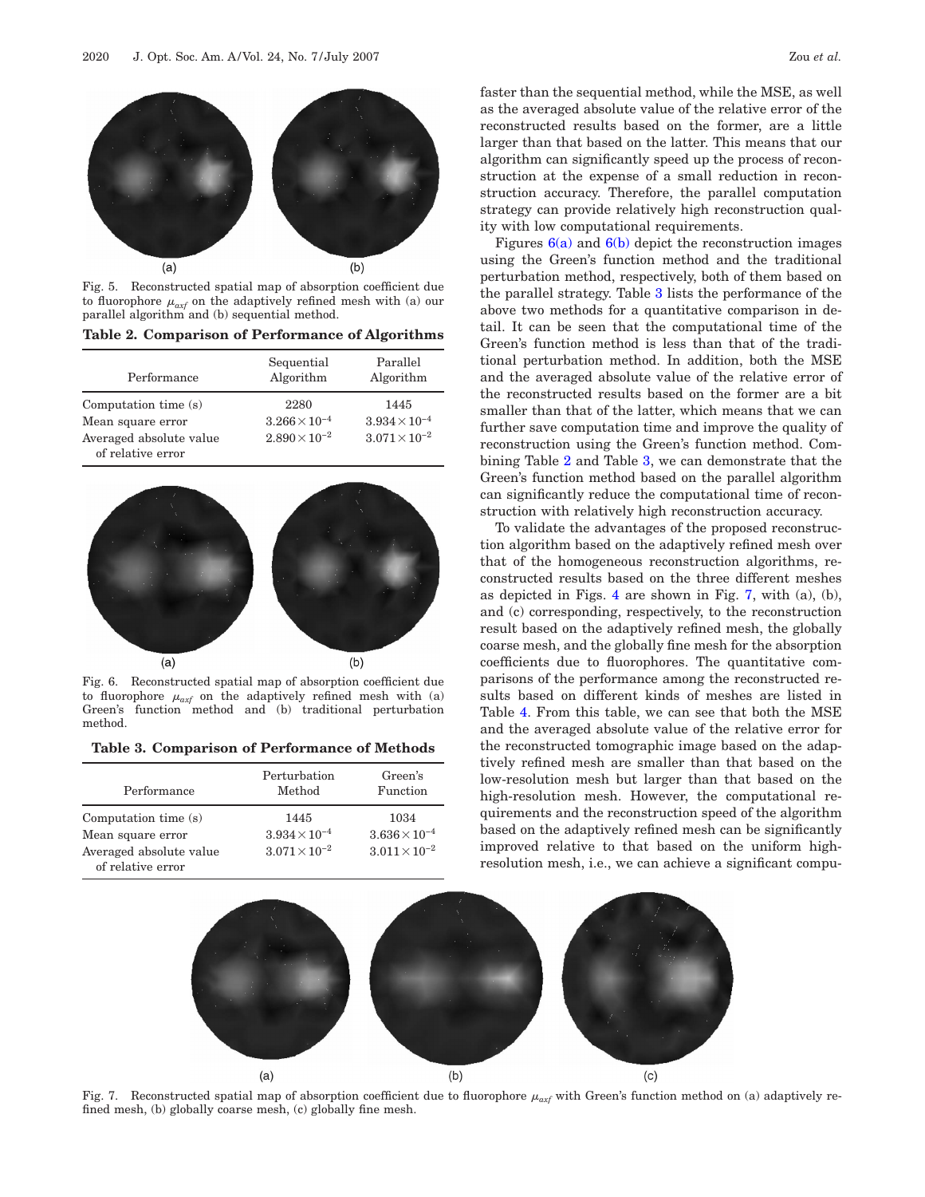Fig. 5. Reconstructed spatial map of absorption coefficient due to fluorophore $\mu_{axf}$ on the adaptively refined mesh with (a) our parallel algorithm and (b) sequential method.

**Table 2. Comparison of Performance of Algorithms**

| Performance | Sequential Algorithm | Parallel Algorithm |
|---|---|---|
| Computation time (s) | 2280 | 1445 |
| Mean square error | $3.266\times10^{-4}$ | $3.934\times10^{-4}$ |
| Averaged absolute value of relative error | $2.890\times10^{-2}$ | $3.071\times10^{-2}$ |

Fig. 6. Reconstructed spatial map of absorption coefficient due to fluorophore $\mu_{axf}$ on the adaptively refined mesh with (a) Green's function method and (b) traditional perturbation method.

**Table 3. Comparison of Performance of Methods**

| Performance | Perturbation Method | Green's Function |
|---|---|---|
| Computation time (s) | 1445 | 1034 |
| Mean square error | $3.934\times10^{-4}$ | $3.636\times10^{-4}$ |
| Averaged absolute value of relative error | $3.071\times10^{-2}$ | $3.011\times10^{-2}$ |

faster than the sequential method, while the MSE, as well as the averaged absolute value of the relative error of the reconstructed results based on the former, are a little larger than that based on the latter. This means that our algorithm can significantly speed up the process of reconstruction at the expense of a small reduction in reconstruction accuracy. Therefore, the parallel computation strategy can provide relatively high reconstruction quality with low computational requirements.

Figures 6(a) and 6(b) depict the reconstruction images using the Green's function method and the traditional perturbation method, respectively, both of them based on the parallel strategy. Table 3 lists the performance of the above two methods for a quantitative comparison in detail. It can be seen that the computational time of the Green's function method is less than that of the traditional perturbation method. In addition, both the MSE and the averaged absolute value of the relative error of the reconstructed results based on the former are a bit smaller than that of the latter, which means that we can further save computation time and improve the quality of reconstruction using the Green's function method. Combining Table 2 and Table 3, we can demonstrate that the Green's function method based on the parallel algorithm can significantly reduce the computational time of reconstruction with relatively high reconstruction accuracy.

To validate the advantages of the proposed reconstruction algorithm based on the adaptively refined mesh over that of the homogeneous reconstruction algorithms, reconstructed results based on the three different meshes as depicted in Figs. 4 are shown in Fig. 7, with (a), (b), and (c) corresponding, respectively, to the reconstruction result based on the adaptively refined mesh, the globally coarse mesh, and the globally fine mesh for the absorption coefficients due to fluorophores. The quantitative comparisons of the performance among the reconstructed results based on different kinds of meshes are listed in Table 4. From this table, we can see that both the MSE and the averaged absolute value of the relative error for the reconstructed tomographic image based on the adaptively refined mesh are smaller than that based on the low-resolution mesh but larger than that based on the high-resolution mesh. However, the computational requirements and the reconstruction speed of the algorithm based on the adaptively refined mesh can be significantly improved relative to that based on the uniform high-resolution mesh, i.e., we can achieve a significant compu-

Fig. 7. Reconstructed spatial map of absorption coefficient due to fluorophore $\mu_{axf}$ with Green's function method on (a) adaptively refined mesh, (b) globally coarse mesh, (c) globally fine mesh.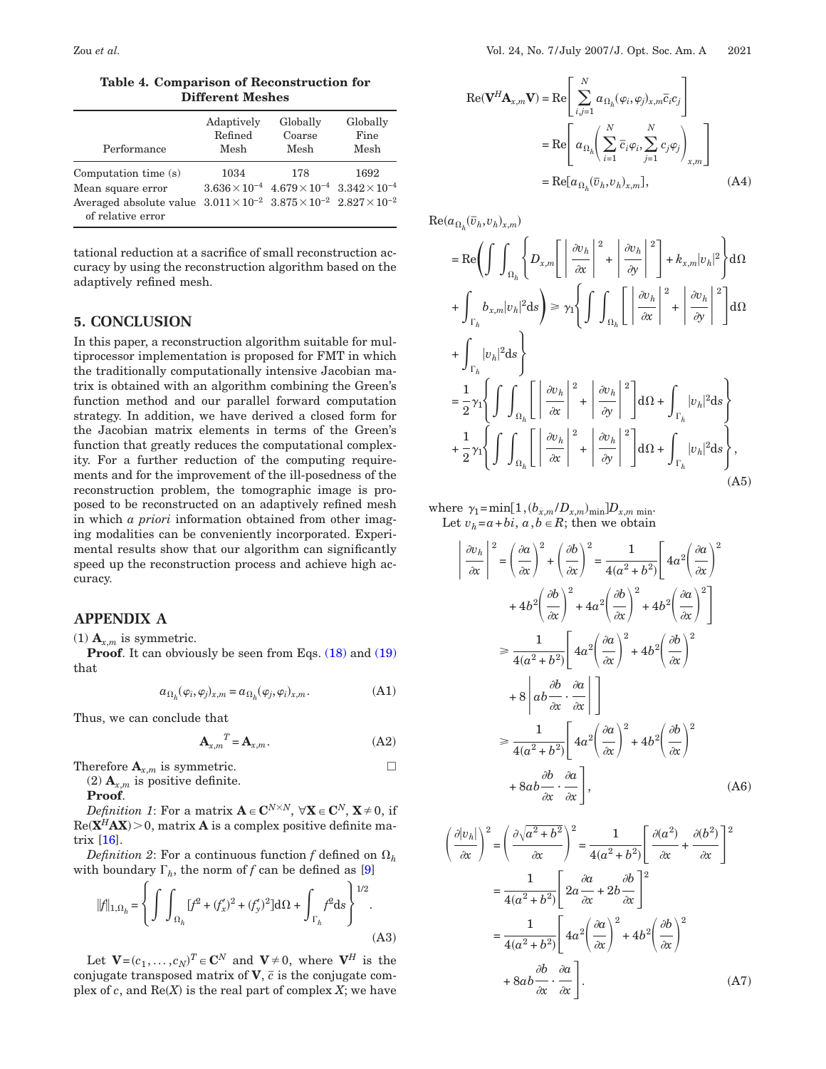**Table 4. Comparison of Reconstruction for Different Meshes**

| Performance | Adaptively Refined Mesh | Globally Coarse Mesh | Globally Fine Mesh |
|---|---|---|---|
| Computation time (s) | 1034 | 178 | 1692 |
| Mean square error | $3.636 \times 10^{-4}$ | $4.679 \times 10^{-4}$ | $3.342 \times 10^{-4}$ |
| Averaged absolute value of relative error | $3.011 \times 10^{-2}$ | $3.875 \times 10^{-2}$ | $2.827 \times 10^{-2}$ |

tational reduction at a sacrifice of small reconstruction accuracy by using the reconstruction algorithm based on the adaptively refined mesh.

## 5. CONCLUSION

In this paper, a reconstruction algorithm suitable for multiprocessor implementation is proposed for FMT in which the traditionally computationally intensive Jacobian matrix is obtained with an algorithm combining the Green's function method and our parallel forward computation strategy. In addition, we have derived a closed form for the Jacobian matrix elements in terms of the Green's function that greatly reduces the computational complexity. For a further reduction of the computing requirements and for the improvement of the ill-posedness of the reconstruction problem, the tomographic image is proposed to be reconstructed on an adaptively refined mesh in which *a priori* information obtained from other imaging modalities can be conveniently incorporated. Experimental results show that our algorithm can significantly speed up the reconstruction process and achieve high accuracy.

## APPENDIX A

(1) $\mathbf{A}_{x,m}$ is symmetric.

**Proof**. It can obviously be seen from Eqs. (18) and (19) that

$$a_{\Omega_h}(\varphi_i, \varphi_j)_{x,m} = a_{\Omega_h}(\varphi_j, \varphi_i)_{x,m}. \tag{A1}$$

Thus, we can conclude that

$$\mathbf{A}_{x,m}{}^T = \mathbf{A}_{x,m}. \tag{A2}$$

Therefore $\mathbf{A}_{x,m}$ is symmetric. □

(2) $\mathbf{A}_{x,m}$ is positive definite.

**Proof**.

*Definition 1*: For a matrix $\mathbf{A} \in \mathbf{C}^{N\times N}$, $\forall \mathbf{X} \in \mathbf{C}^N$, $\mathbf{X} \neq 0$, if $\mathrm{Re}(\mathbf{X}^H\mathbf{A}\mathbf{X}) > 0$, matrix $\mathbf{A}$ is a complex positive definite matrix [16].

*Definition 2*: For a continuous function $f$ defined on $\Omega_h$ with boundary $\Gamma_h$, the norm of $f$ can be defined as [9]

$$\|f\|_{1,\Omega_h} = \left\{ \int\int_{\Omega_h} [f^2 + (f_x')^2 + (f_y')^2] \mathrm{d}\Omega + \int_{\Gamma_h} f^2 \mathrm{d}s \right\}^{1/2}. \tag{A3}$$

Let $\mathbf{V} = (c_1, \ldots, c_N)^T \in \mathbf{C}^N$ and $\mathbf{V} \neq 0$, where $\mathbf{V}^H$ is the conjugate transposed matrix of $\mathbf{V}$, $\bar{c}$ is the conjugate complex of $c$, and $\mathrm{Re}(X)$ is the real part of complex $X$; we have

$$\begin{aligned}
\mathrm{Re}(\mathbf{V}^H \mathbf{A}_{x,m} \mathbf{V}) &= \mathrm{Re}\left[ \sum_{i,j=1}^{N} a_{\Omega_h}(\varphi_i, \varphi_j)_{x,m} \bar{c}_i c_j \right] \\
&= \mathrm{Re}\left[ a_{\Omega_h}\left( \sum_{i=1}^{N} \bar{c}_i \varphi_i, \sum_{j=1}^{N} c_j \varphi_j \right)_{x,m} \right] \\
&= \mathrm{Re}[a_{\Omega_h}(\bar{v}_h, v_h)_{x,m}],
\end{aligned} \tag{A4}$$

$$\begin{aligned}
\mathrm{Re}(a_{\Omega_h}(\bar{v}_h, v_h)_{x,m}) &= \mathrm{Re}\left( \int\int_{\Omega_h} \left\{ D_{x,m}\left[ \left| \frac{\partial v_h}{\partial x} \right|^2 + \left| \frac{\partial v_h}{\partial y} \right|^2 \right] + k_{x,m}|v_h|^2 \right\} \mathrm{d}\Omega \right. \\
&\quad \left. + \int_{\Gamma_h} b_{x,m}|v_h|^2 \mathrm{d}s \right) \geq \gamma_1 \left\{ \int\int_{\Omega_h} \left[ \left| \frac{\partial v_h}{\partial x} \right|^2 + \left| \frac{\partial v_h}{\partial y} \right|^2 \right] \mathrm{d}\Omega \right. \\
&\quad \left. + \int_{\Gamma_h} |v_h|^2 \mathrm{d}s \right\} \\
&= \frac{1}{2}\gamma_1 \left\{ \int\int_{\Omega_h} \left[ \left| \frac{\partial v_h}{\partial x} \right|^2 + \left| \frac{\partial v_h}{\partial y} \right|^2 \right] \mathrm{d}\Omega + \int_{\Gamma_h} |v_h|^2 \mathrm{d}s \right\} \\
&\quad + \frac{1}{2}\gamma_1 \left\{ \int\int_{\Omega_h} \left[ \left| \frac{\partial v_h}{\partial x} \right|^2 + \left| \frac{\partial v_h}{\partial y} \right|^2 \right] \mathrm{d}\Omega + \int_{\Gamma_h} |v_h|^2 \mathrm{d}s \right\},
\end{aligned} \tag{A5}$$

where $\gamma_1 = \min[1, (b_{x,m}/D_{x,m})_{\min}] D_{x,m\,\min}$.

Let $v_h = a + bi$, $a, b \in R$; then we obtain

$$\begin{aligned}
\left| \frac{\partial v_h}{\partial x} \right|^2 &= \left( \frac{\partial a}{\partial x} \right)^2 + \left( \frac{\partial b}{\partial x} \right)^2 = \frac{1}{4(a^2+b^2)} \left[ 4a^2 \left( \frac{\partial a}{\partial x} \right)^2 \right. \\
&\quad \left. + 4b^2 \left( \frac{\partial b}{\partial x} \right)^2 + 4a^2 \left( \frac{\partial b}{\partial x} \right)^2 + 4b^2 \left( \frac{\partial a}{\partial x} \right)^2 \right] \\
&\geq \frac{1}{4(a^2+b^2)} \left[ 4a^2 \left( \frac{\partial a}{\partial x} \right)^2 + 4b^2 \left( \frac{\partial b}{\partial x} \right)^2 \right. \\
&\quad \left. + 8 \left| ab \frac{\partial b}{\partial x} \cdot \frac{\partial a}{\partial x} \right| \right] \\
&\geq \frac{1}{4(a^2+b^2)} \left[ 4a^2 \left( \frac{\partial a}{\partial x} \right)^2 + 4b^2 \left( \frac{\partial b}{\partial x} \right)^2 \right. \\
&\quad \left. + 8ab \frac{\partial b}{\partial x} \cdot \frac{\partial a}{\partial x} \right],
\end{aligned} \tag{A6}$$

$$\begin{aligned}
\left( \frac{\partial |v_h|}{\partial x} \right)^2 &= \left( \frac{\partial \sqrt{a^2+b^2}}{\partial x} \right)^2 = \frac{1}{4(a^2+b^2)} \left[ \frac{\partial (a^2)}{\partial x} + \frac{\partial (b^2)}{\partial x} \right]^2 \\
&= \frac{1}{4(a^2+b^2)} \left[ 2a \frac{\partial a}{\partial x} + 2b \frac{\partial b}{\partial x} \right]^2 \\
&= \frac{1}{4(a^2+b^2)} \left[ 4a^2 \left( \frac{\partial a}{\partial x} \right)^2 + 4b^2 \left( \frac{\partial b}{\partial x} \right)^2 \right. \\
&\quad \left. + 8ab \frac{\partial b}{\partial x} \cdot \frac{\partial a}{\partial x} \right].
\end{aligned} \tag{A7}$$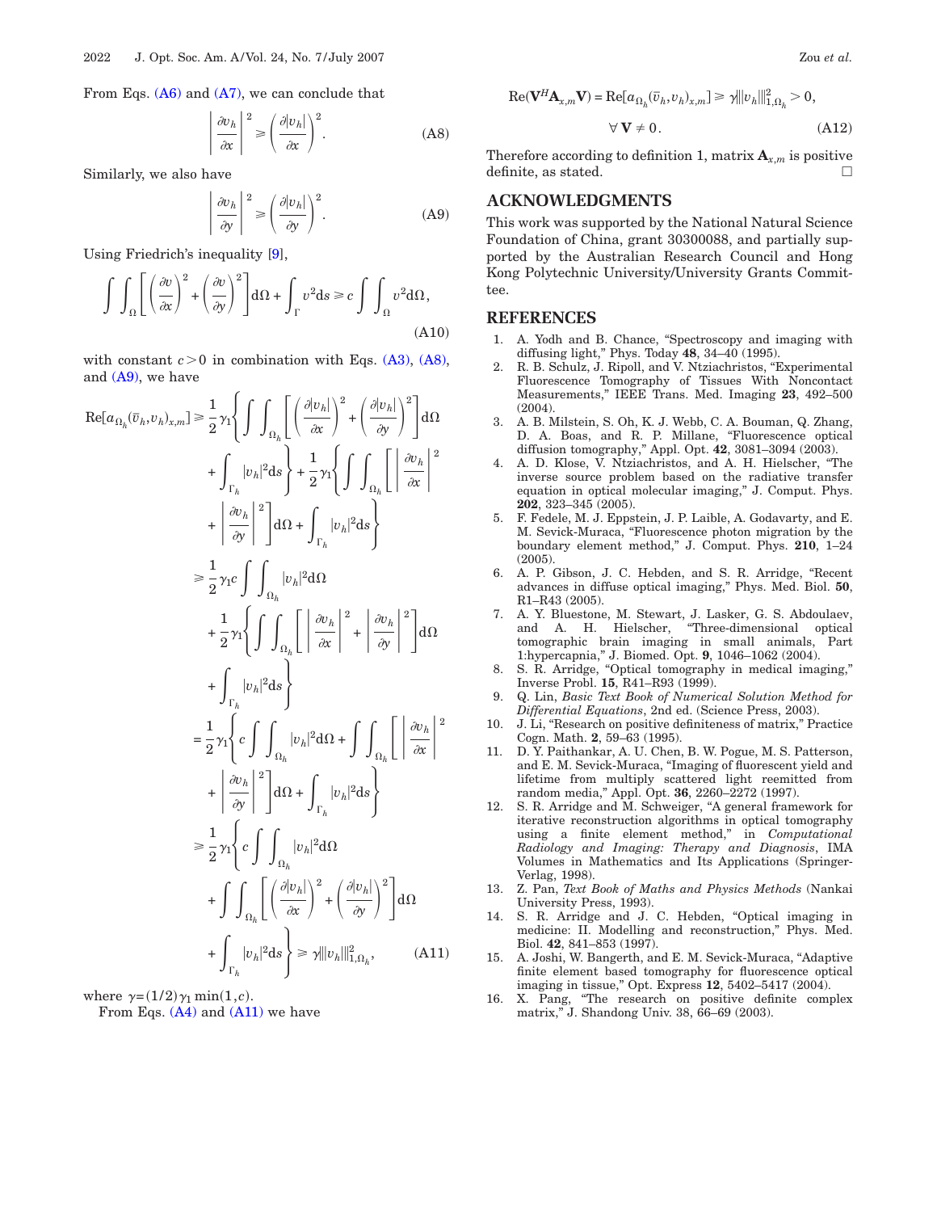From Eqs. (A6) and (A7), we can conclude that

$$\left|\frac{\partial v_h}{\partial x}\right|^2 \geqslant \left(\frac{\partial |v_h|}{\partial x}\right)^2. \tag{A8}$$

Similarly, we also have

$$\left|\frac{\partial v_h}{\partial y}\right|^2 \geqslant \left(\frac{\partial |v_h|}{\partial y}\right)^2. \tag{A9}$$

Using Friedrich's inequality [9],

$$\int\int_{\Omega}\left[\left(\frac{\partial v}{\partial x}\right)^2 + \left(\frac{\partial v}{\partial y}\right)^2\right]\mathrm{d}\Omega + \int_{\Gamma} v^2 \mathrm{d}s \geqslant c \int\int_{\Omega} v^2 \mathrm{d}\Omega, \tag{A10}$$

with constant $c>0$ in combination with Eqs. (A3), (A8), and (A9), we have

$$\begin{aligned}
\mathrm{Re}[a_{\Omega_h}(\bar{v}_h, v_h)_{x,m}] &\geqslant \frac{1}{2}\gamma_1\left\{\int\int_{\Omega_h}\left[\left(\frac{\partial |v_h|}{\partial x}\right)^2 + \left(\frac{\partial |v_h|}{\partial y}\right)^2\right]\mathrm{d}\Omega + \int_{\Gamma_h} |v_h|^2 \mathrm{d}s\right\} + \frac{1}{2}\gamma_1\left\{\int\int_{\Omega_h}\left[\left|\frac{\partial v_h}{\partial x}\right|^2 + \left|\frac{\partial v_h}{\partial y}\right|^2\right]\mathrm{d}\Omega + \int_{\Gamma_h}|v_h|^2\mathrm{d}s\right\} \\
&\geqslant \frac{1}{2}\gamma_1 c \int\int_{\Omega_h} |v_h|^2 \mathrm{d}\Omega + \frac{1}{2}\gamma_1\left\{\int\int_{\Omega_h}\left[\left|\frac{\partial v_h}{\partial x}\right|^2 + \left|\frac{\partial v_h}{\partial y}\right|^2\right]\mathrm{d}\Omega + \int_{\Gamma_h}|v_h|^2\mathrm{d}s\right\} \\
&= \frac{1}{2}\gamma_1\left\{c\int\int_{\Omega_h}|v_h|^2\mathrm{d}\Omega + \int\int_{\Omega_h}\left[\left|\frac{\partial v_h}{\partial x}\right|^2 + \left|\frac{\partial v_h}{\partial y}\right|^2\right]\mathrm{d}\Omega + \int_{\Gamma_h}|v_h|^2\mathrm{d}s\right\} \\
&\geqslant \frac{1}{2}\gamma_1\left\{c\int\int_{\Omega_h}|v_h|^2\mathrm{d}\Omega + \int\int_{\Omega_h}\left[\left(\frac{\partial |v_h|}{\partial x}\right)^2 + \left(\frac{\partial |v_h|}{\partial y}\right)^2\right]\mathrm{d}\Omega + \int_{\Gamma_h}|v_h|^2\mathrm{d}s\right\} \geqslant \gamma \| v_h \|^2_{1,\Omega_h},
\end{aligned} \tag{A11}$$

where $\gamma = (1/2)\gamma_1 \min(1,c)$.

From Eqs. (A4) and (A11) we have

$$\mathrm{Re}(\mathbf{V}^H \mathbf{A}_{x,m}\mathbf{V}) = \mathrm{Re}[a_{\Omega_h}(\bar{v}_h, v_h)_{x,m}] \geqslant \gamma \| v_h \|^2_{1,\Omega_h} > 0, \quad \forall\, \mathbf{V} \neq 0. \tag{A12}$$

Therefore according to definition 1, matrix $\mathbf{A}_{x,m}$ is positive definite, as stated. □

## ACKNOWLEDGMENTS

This work was supported by the National Natural Science Foundation of China, grant 30300088, and partially supported by the Australian Research Council and Hong Kong Polytechnic University/University Grants Committee.

## REFERENCES

1. A. Yodh and B. Chance, "Spectroscopy and imaging with diffusing light," Phys. Today **48**, 34–40 (1995).
2. R. B. Schulz, J. Ripoll, and V. Ntziachristos, "Experimental Fluorescence Tomography of Tissues With Noncontact Measurements," IEEE Trans. Med. Imaging **23**, 492–500 (2004).
3. A. B. Milstein, S. Oh, K. J. Webb, C. A. Bouman, Q. Zhang, D. A. Boas, and R. P. Millane, "Fluorescence optical diffusion tomography," Appl. Opt. **42**, 3081–3094 (2003).
4. A. D. Klose, V. Ntziachristos, and A. H. Hielscher, "The inverse source problem based on the radiative transfer equation in optical molecular imaging," J. Comput. Phys. **202**, 323–345 (2005).
5. F. Fedele, M. J. Eppstein, J. P. Laible, A. Godavarty, and E. M. Sevick-Muraca, "Fluorescence photon migration by the boundary element method," J. Comput. Phys. **210**, 1–24 (2005).
6. A. P. Gibson, J. C. Hebden, and S. R. Arridge, "Recent advances in diffuse optical imaging," Phys. Med. Biol. **50**, R1–R43 (2005).
7. A. Y. Bluestone, M. Stewart, J. Lasker, G. S. Abdoulaev, and A. H. Hielscher, "Three-dimensional optical tomographic brain imaging in small animals, Part 1:hypercapnia," J. Biomed. Opt. **9**, 1046–1062 (2004).
8. S. R. Arridge, "Optical tomography in medical imaging," Inverse Probl. **15**, R41–R93 (1999).
9. Q. Lin, *Basic Text Book of Numerical Solution Method for Differential Equations*, 2nd ed. (Science Press, 2003).
10. J. Li, "Research on positive definiteness of matrix," Practice Cogn. Math. **2**, 59–63 (1995).
11. D. Y. Paithankar, A. U. Chen, B. W. Pogue, M. S. Patterson, and E. M. Sevick-Muraca, "Imaging of fluorescent yield and lifetime from multiply scattered light reemitted from random media," Appl. Opt. **36**, 2260–2272 (1997).
12. S. R. Arridge and M. Schweiger, "A general framework for iterative reconstruction algorithms in optical tomography using a finite element method," in *Computational Radiology and Imaging: Therapy and Diagnosis*, IMA Volumes in Mathematics and Its Applications (Springer-Verlag, 1998).
13. Z. Pan, *Text Book of Maths and Physics Methods* (Nankai University Press, 1993).
14. S. R. Arridge and J. C. Hebden, "Optical imaging in medicine: II. Modelling and reconstruction," Phys. Med. Biol. **42**, 841–853 (1997).
15. A. Joshi, W. Bangerth, and E. M. Sevick-Muraca, "Adaptive finite element based tomography for fluorescence optical imaging in tissue," Opt. Express **12**, 5402–5417 (2004).
16. X. Pang, "The research on positive definite complex matrix," J. Shandong Univ. 38, 66–69 (2003).